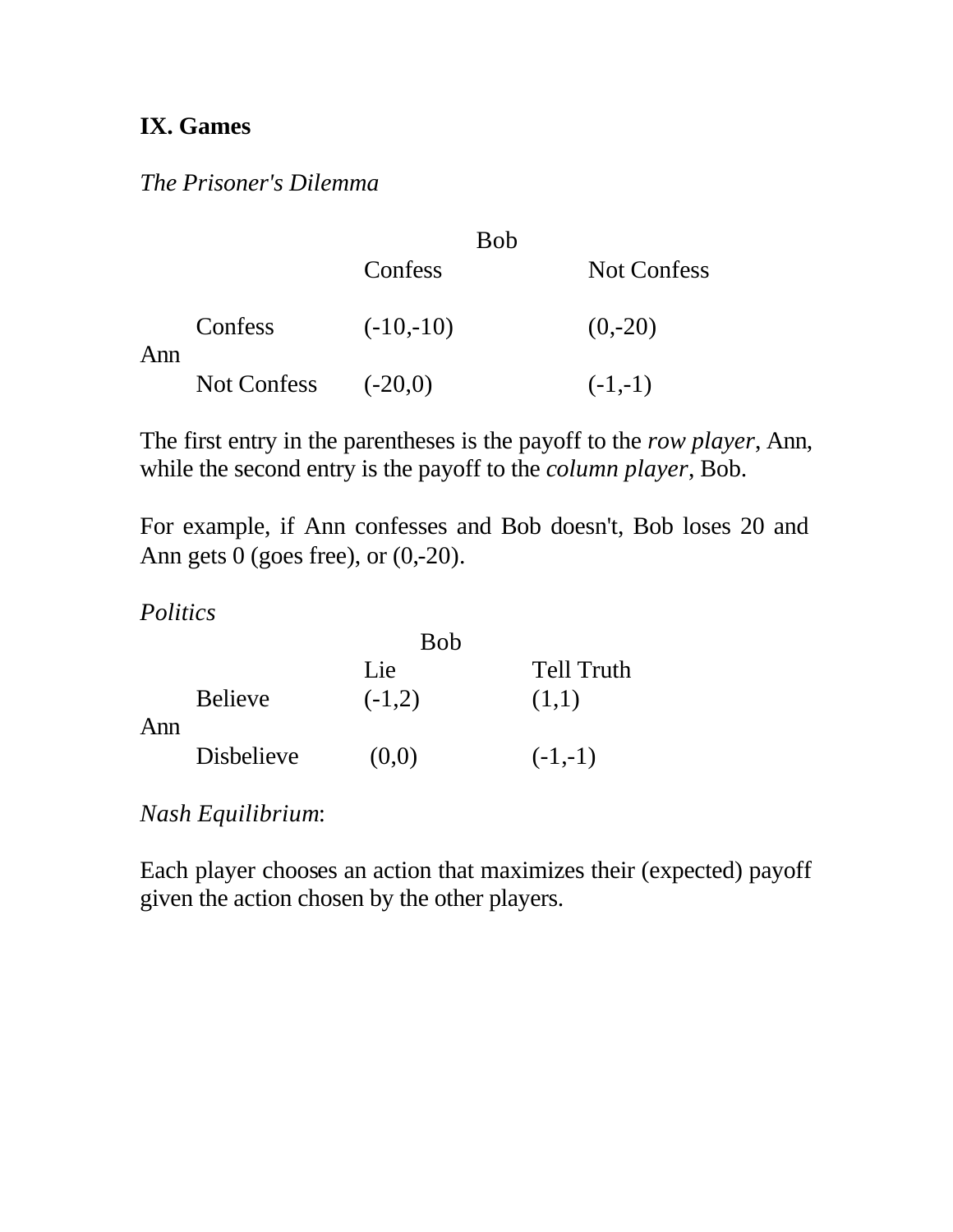# IX. Games

*The Prisoner's Dilemma*

| | | Bob | |
|---|---|---|---|
| | | Confess | Not Confess |
| Ann | Confess | (-10,-10) | (0,-20) |
| | Not Confess | (-20,0) | (-1,-1) |

The first entry in the parentheses is the payoff to the *row player*, Ann, while the second entry is the payoff to the *column player*, Bob.

For example, if Ann confesses and Bob doesn't, Bob loses 20 and Ann gets 0 (goes free), or (0,-20).

*Politics*

| | | Bob | |
|---|---|---|---|
| | | Lie | Tell Truth |
| Ann | Believe | (-1,2) | (1,1) |
| | Disbelieve | (0,0) | (-1,-1) |

*Nash Equilibrium*:

Each player chooses an action that maximizes their (expected) payoff given the action chosen by the other players.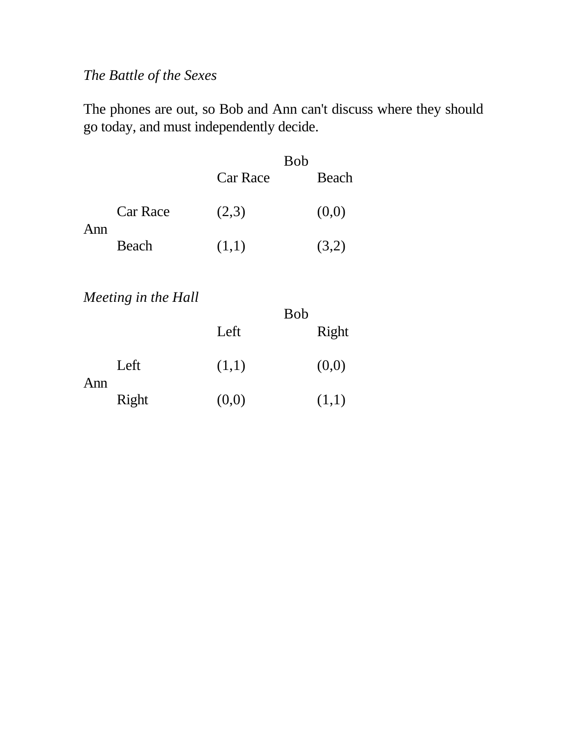*The Battle of the Sexes*

The phones are out, so Bob and Ann can't discuss where they should go today, and must independently decide.

| | | Bob | |
|---|---|---|---|
| | | Car Race | Beach |
| Ann | Car Race | (2,3) | (0,0) |
| | Beach | (1,1) | (3,2) |

*Meeting in the Hall*

| | | Bob | |
|---|---|---|---|
| | | Left | Right |
| Ann | Left | (1,1) | (0,0) |
| | Right | (0,0) | (1,1) |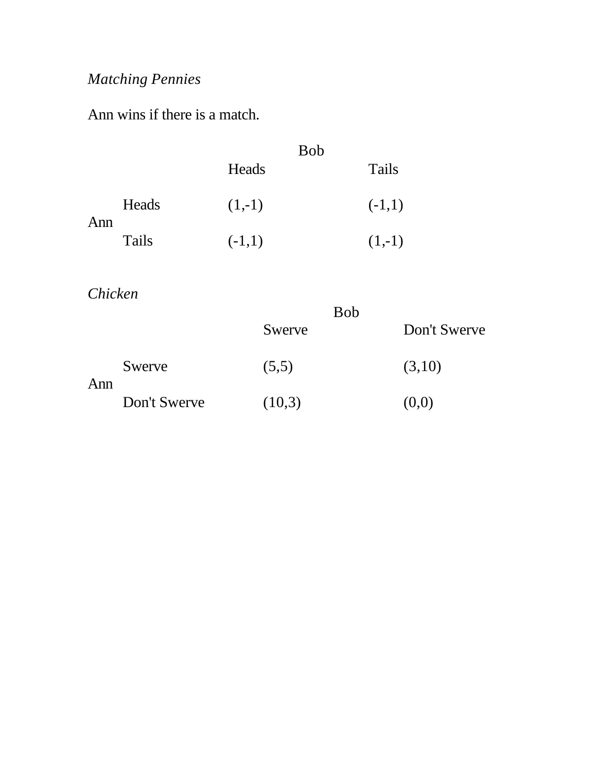*Matching Pennies*

Ann wins if there is a match.

| | | Bob | |
|---|---|---|---|
| | | Heads | Tails |
| Ann | Heads | (1,-1) | (-1,1) |
| | Tails | (-1,1) | (1,-1) |

*Chicken*

| | | Bob | |
|---|---|---|---|
| | | Swerve | Don't Swerve |
| Ann | Swerve | (5,5) | (3,10) |
| | Don't Swerve | (10,3) | (0,0) |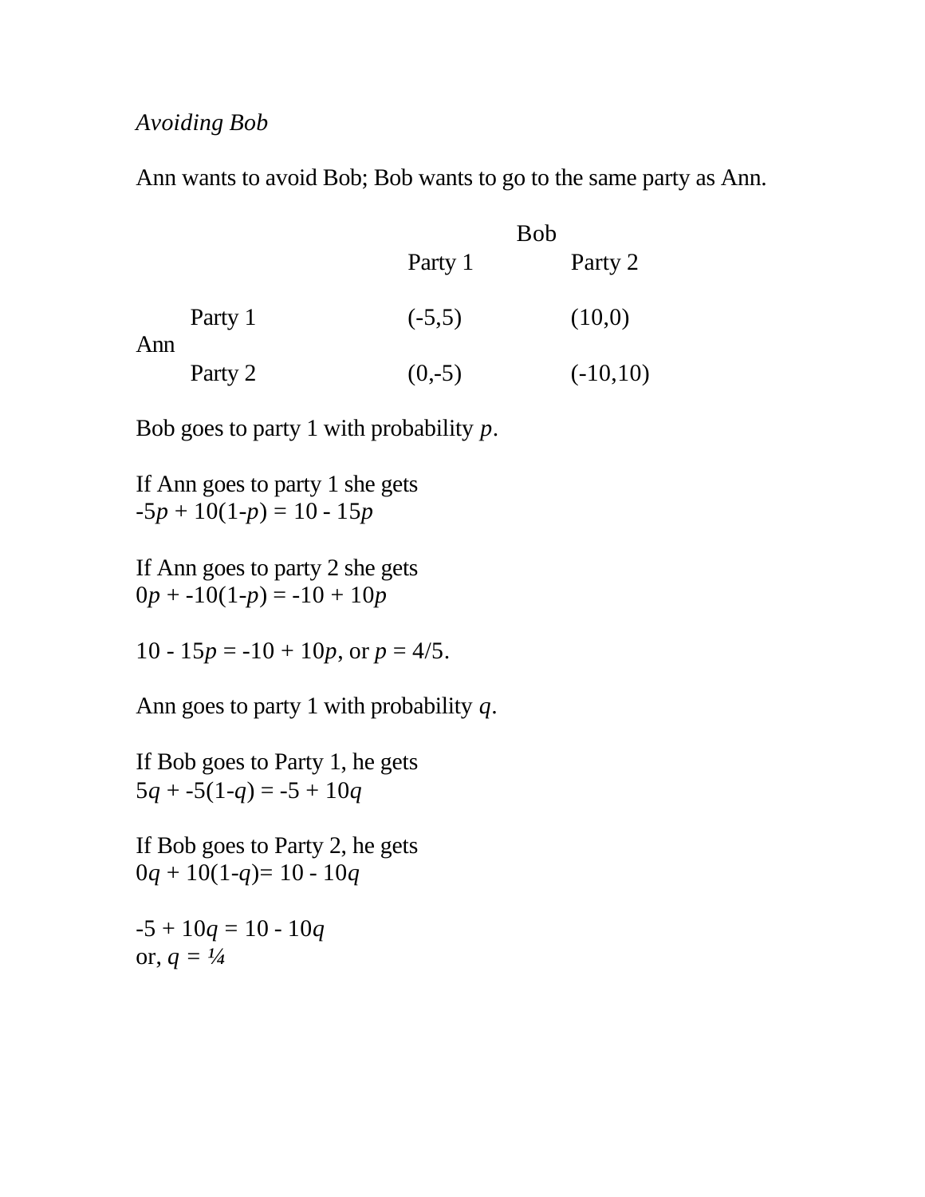*Avoiding Bob*

Ann wants to avoid Bob; Bob wants to go to the same party as Ann.

| | | Bob | |
|---|---|---|---|
| | | Party 1 | Party 2 |
| Ann | Party 1 | (-5,5) | (10,0) |
| | Party 2 | (0,-5) | (-10,10) |

Bob goes to party 1 with probability $p$.

If Ann goes to party 1 she gets
$-5p + 10(1-p) = 10 - 15p$

If Ann goes to party 2 she gets
$0p + -10(1-p) = -10 + 10p$

$10 - 15p = -10 + 10p$, or $p = 4/5$.

Ann goes to party 1 with probability $q$.

If Bob goes to Party 1, he gets
$5q + -5(1-q) = -5 + 10q$

If Bob goes to Party 2, he gets
$0q + 10(1-q)= 10 - 10q$

$-5 + 10q = 10 - 10q$
or, $q = 1/4$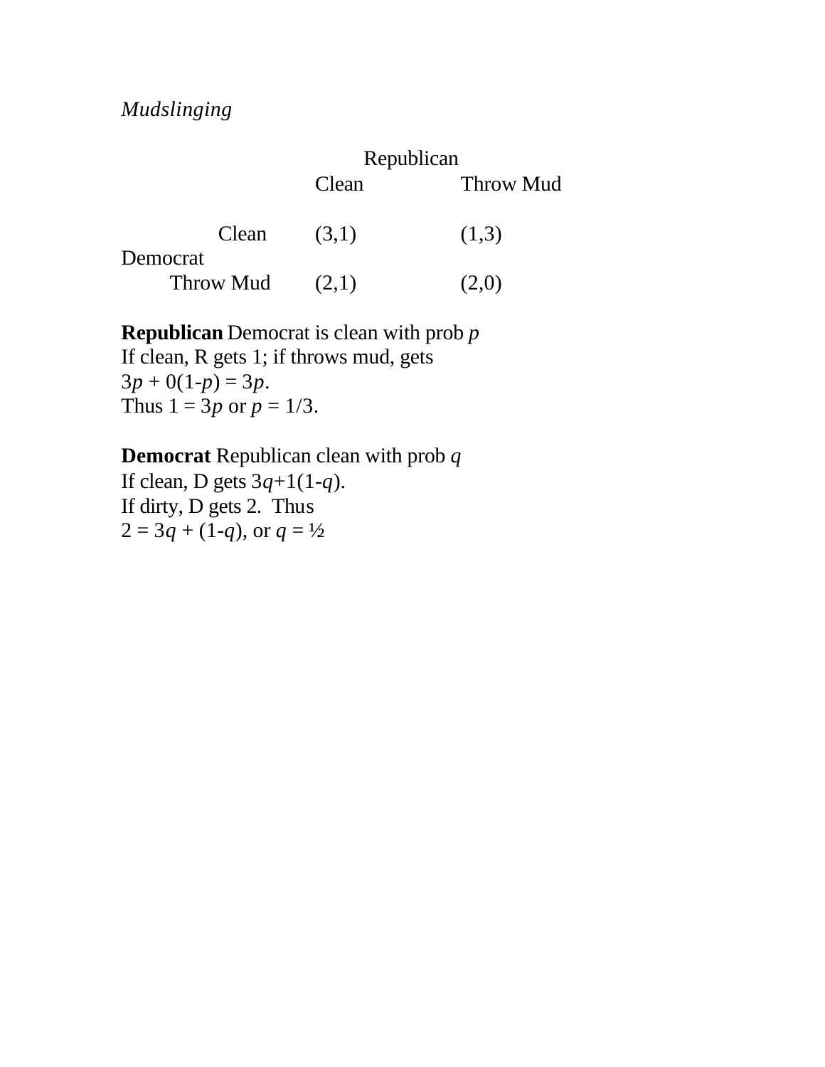*Mudslinging*

| | | Republican | |
|---|---|---|---|
| | | Clean | Throw Mud |
| Democrat | Clean | (3,1) | (1,3) |
| | Throw Mud | (2,1) | (2,0) |

**Republican** Democrat is clean with prob $p$
If clean, R gets 1; if throws mud, gets
$3p + 0(1-p) = 3p$.
Thus $1 = 3p$ or $p = 1/3$.

**Democrat** Republican clean with prob $q$
If clean, D gets $3q+1(1-q)$.
If dirty, D gets 2. Thus
$2 = 3q + (1-q)$, or $q = ½$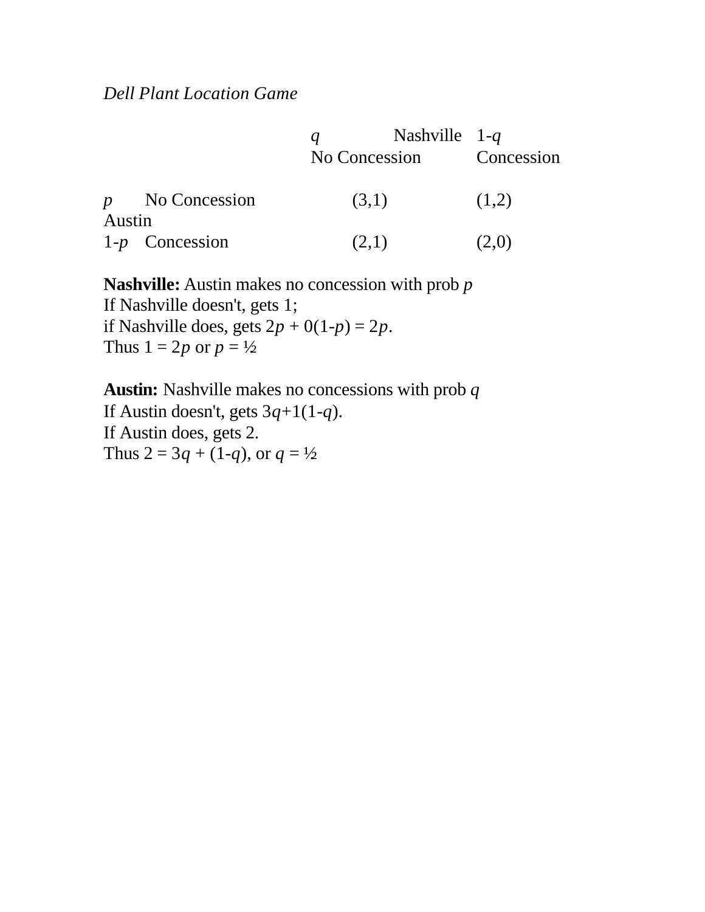*Dell Plant Location Game*

| | | $q$ Nashville No Concession | $1-q$ Concession |
|---|---|---|---|
| $p$ | No Concession | (3,1) | (1,2) |
| Austin | | | |
| $1-p$ | Concession | (2,1) | (2,0) |

**Nashville:** Austin makes no concession with prob $p$
If Nashville doesn't, gets 1;
if Nashville does, gets $2p + 0(1-p) = 2p$.
Thus $1 = 2p$ or $p = ½$

**Austin:** Nashville makes no concessions with prob $q$
If Austin doesn't, gets $3q+1(1-q)$.
If Austin does, gets 2.
Thus $2 = 3q + (1-q)$, or $q = ½$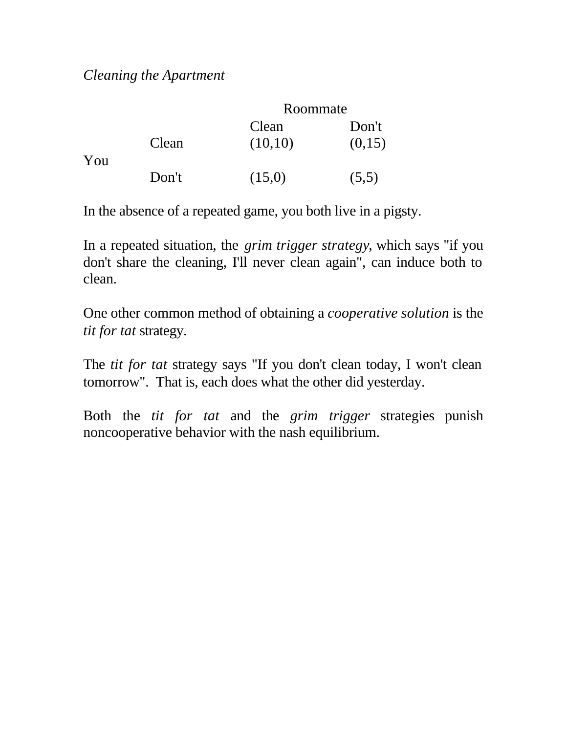*Cleaning the Apartment*

| | | Roommate | |
|---|---|---|---|
| | | Clean | Don't |
| You | Clean | (10,10) | (0,15) |
| | Don't | (15,0) | (5,5) |

In the absence of a repeated game, you both live in a pigsty.

In a repeated situation, the *grim trigger strategy*, which says "if you don't share the cleaning, I'll never clean again", can induce both to clean.

One other common method of obtaining a *cooperative solution* is the *tit for tat* strategy.

The *tit for tat* strategy says "If you don't clean today, I won't clean tomorrow". That is, each does what the other did yesterday.

Both the *tit for tat* and the *grim trigger* strategies punish noncooperative behavior with the nash equilibrium.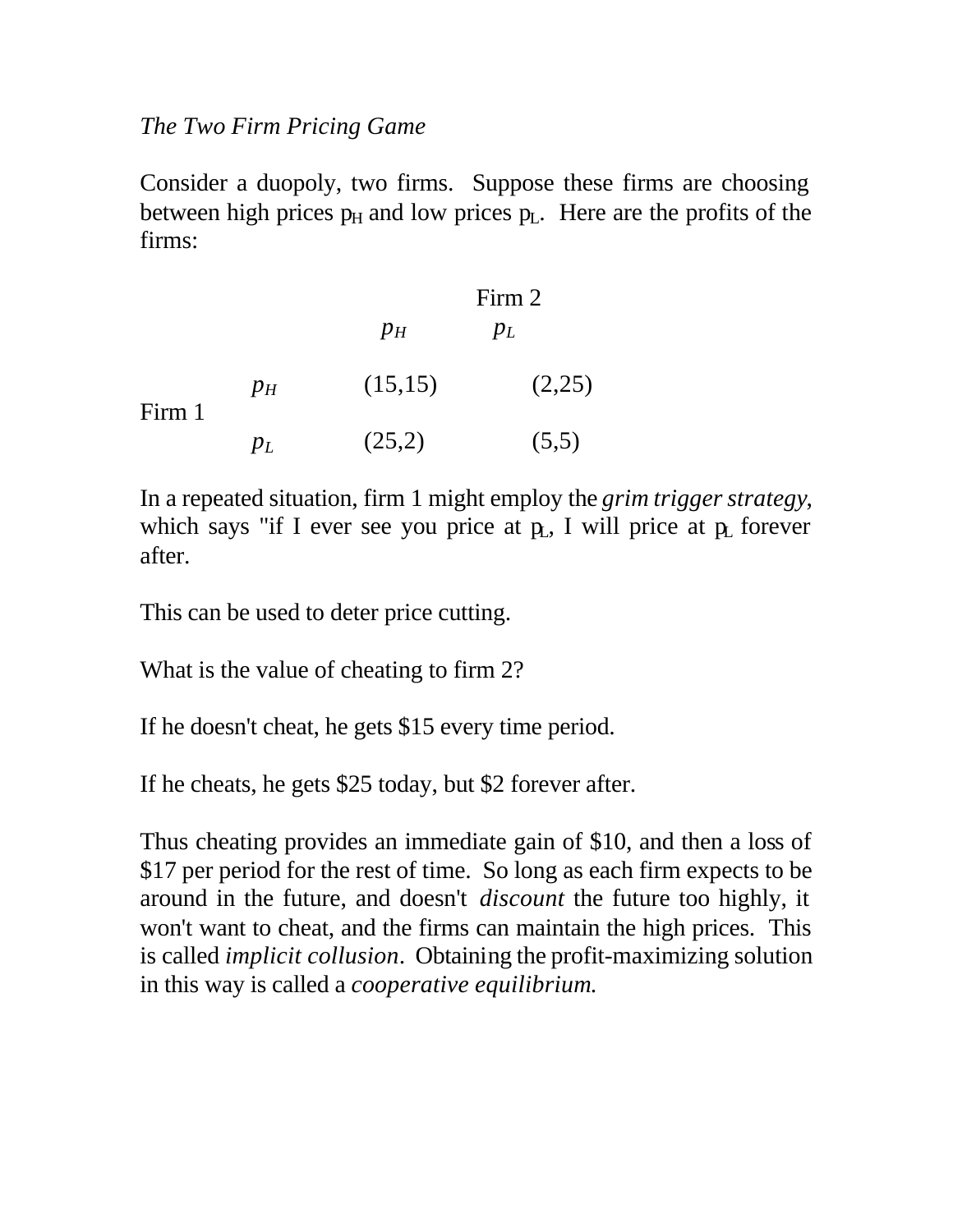*The Two Firm Pricing Game*

Consider a duopoly, two firms. Suppose these firms are choosing between high prices $p_H$ and low prices $p_L$. Here are the profits of the firms:

| | | Firm 2 | |
|---|---|---|---|
| | | $p_H$ | $p_L$ |
| Firm 1 | $p_H$ | (15,15) | (2,25) |
| | $p_L$ | (25,2) | (5,5) |

In a repeated situation, firm 1 might employ the *grim trigger strategy*, which says "if I ever see you price at $p_L$, I will price at $p_L$ forever after.

This can be used to deter price cutting.

What is the value of cheating to firm 2?

If he doesn't cheat, he gets $15 every time period.

If he cheats, he gets $25 today, but $2 forever after.

Thus cheating provides an immediate gain of $10, and then a loss of $17 per period for the rest of time. So long as each firm expects to be around in the future, and doesn't *discount* the future too highly, it won't want to cheat, and the firms can maintain the high prices. This is called *implicit collusion*. Obtaining the profit-maximizing solution in this way is called a *cooperative equilibrium.*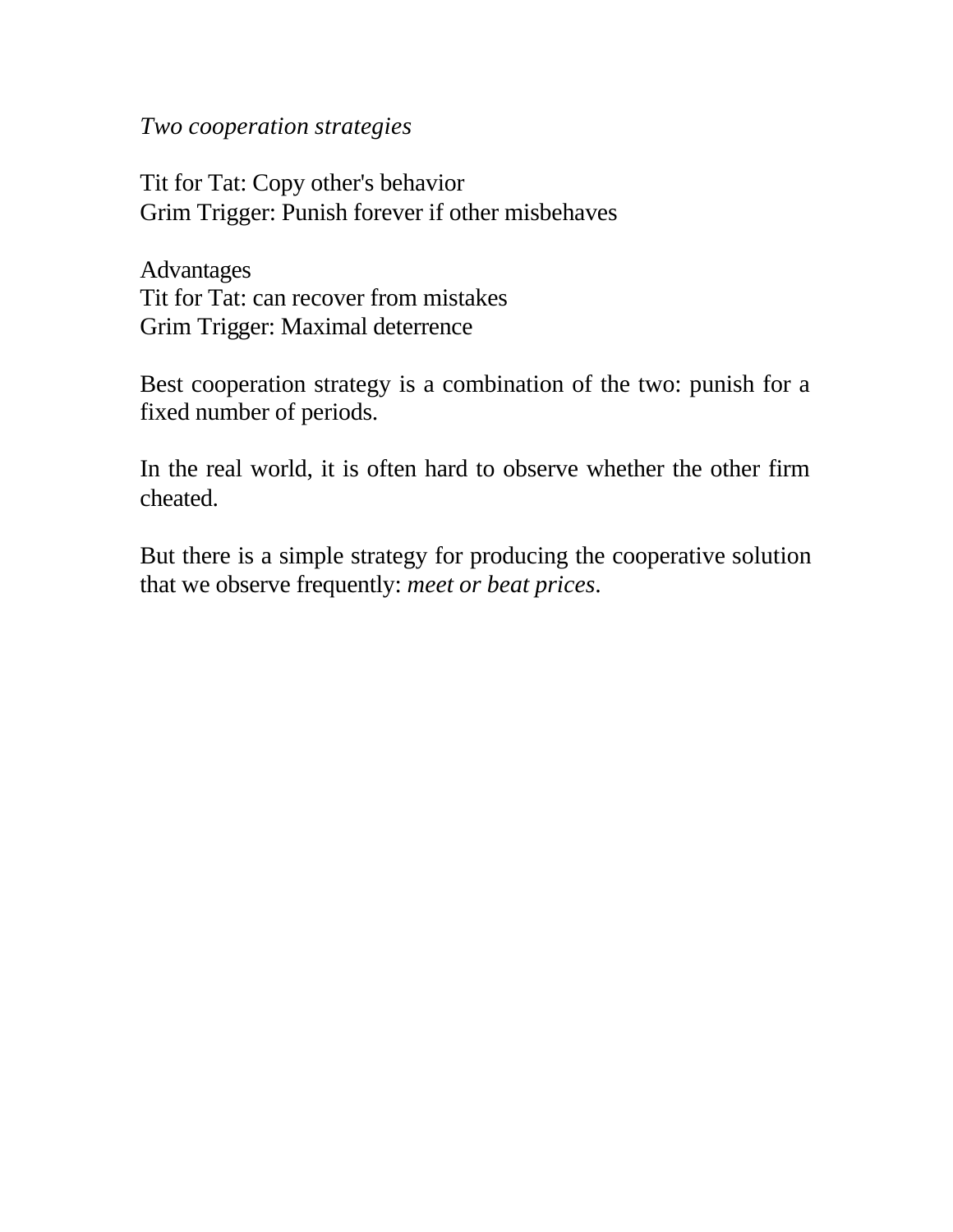*Two cooperation strategies*

Tit for Tat: Copy other's behavior
Grim Trigger: Punish forever if other misbehaves

Advantages
Tit for Tat: can recover from mistakes
Grim Trigger: Maximal deterrence

Best cooperation strategy is a combination of the two: punish for a fixed number of periods.

In the real world, it is often hard to observe whether the other firm cheated.

But there is a simple strategy for producing the cooperative solution that we observe frequently: *meet or beat prices*.